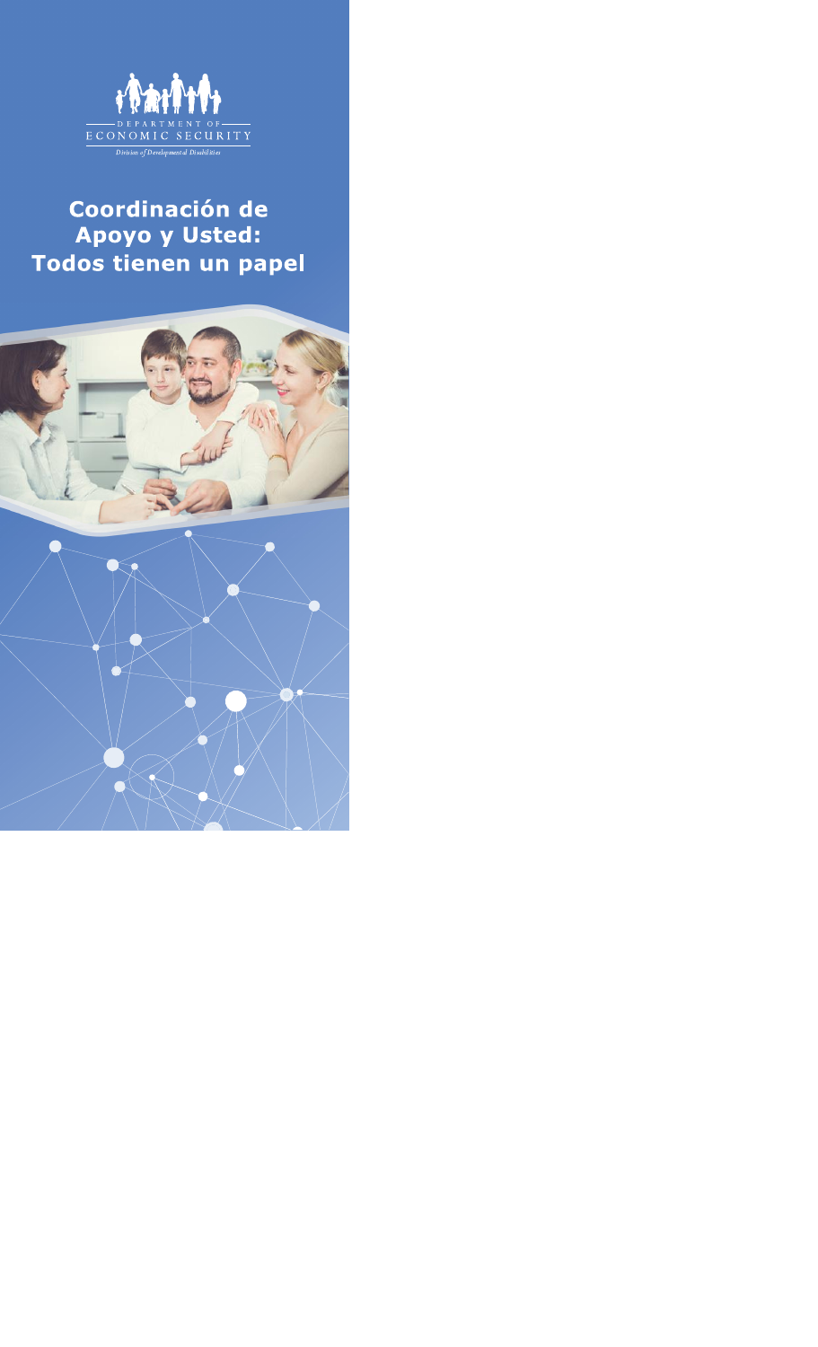DEPARTMENT OF ECONOMIC SECURITY

*Division of Developmental Disabilities*

# Coordinación de Apoyo y Usted: Todos tienen un papel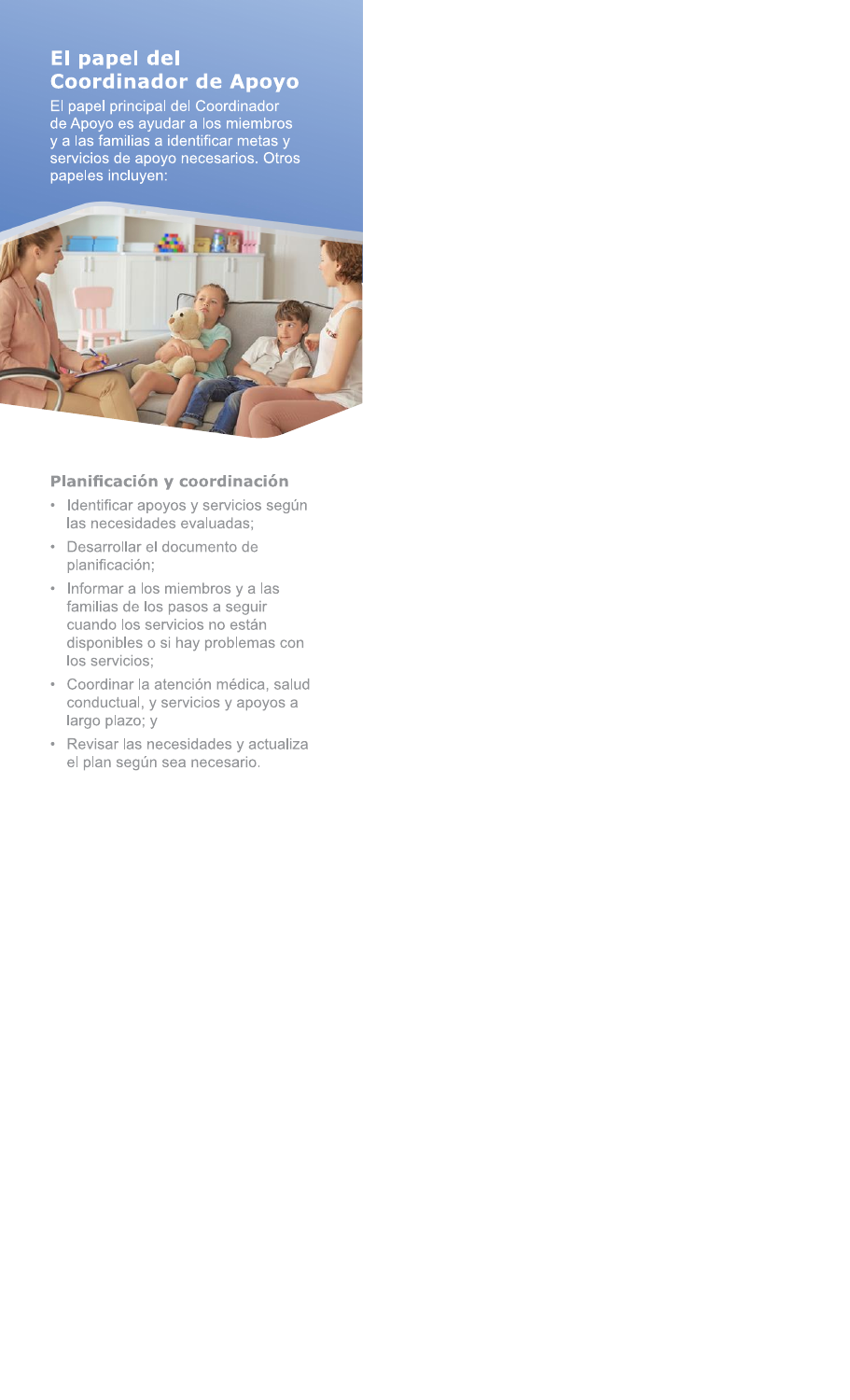## El papel del Coordinador de Apoyo

El papel principal del Coordinador de Apoyo es ayudar a los miembros y a las familias a identificar metas y servicios de apoyo necesarios. Otros papeles incluyen:

### Planificación y coordinación

- Identificar apoyos y servicios según las necesidades evaluadas;
- Desarrollar el documento de planificación;
- Informar a los miembros y a las familias de los pasos a seguir cuando los servicios no están disponibles o si hay problemas con los servicios;
- Coordinar la atención médica, salud conductual, y servicios y apoyos a largo plazo; y
- Revisar las necesidades y actualiza el plan según sea necesario.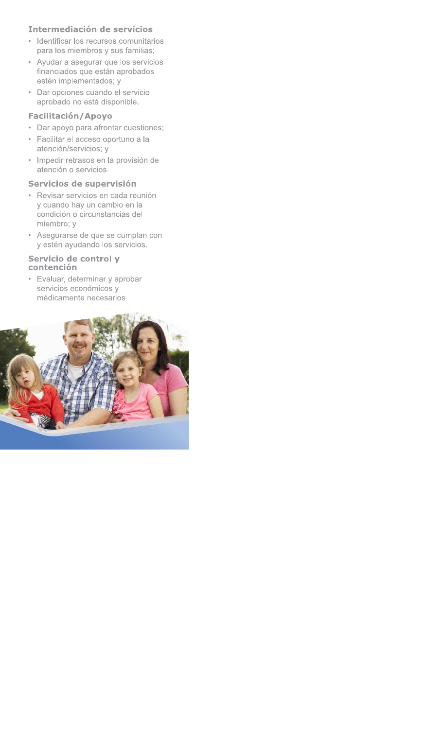### Intermediación de servicios

- Identificar los recursos comunitarios para los miembros y sus familias;
- Ayudar a asegurar que los servicios financiados que están aprobados estén implementados; y
- Dar opciones cuando el servicio aprobado no está disponible.

### Facilitación/Apoyo

- Dar apoyo para afrontar cuestiones;
- Facilitar el acceso oportuno a la atención/servicios; y
- Impedir retrasos en la provisión de atención o servicios.

### Servicios de supervisión

- Revisar servicios en cada reunión y cuando hay un cambio en la condición o circunstancias del miembro; y
- Asegurarse de que se cumplan con y estén ayudando los servicios.

### Servicio de control y contención

- Evaluar, determinar y aprobar servicios económicos y médicamente necesarios.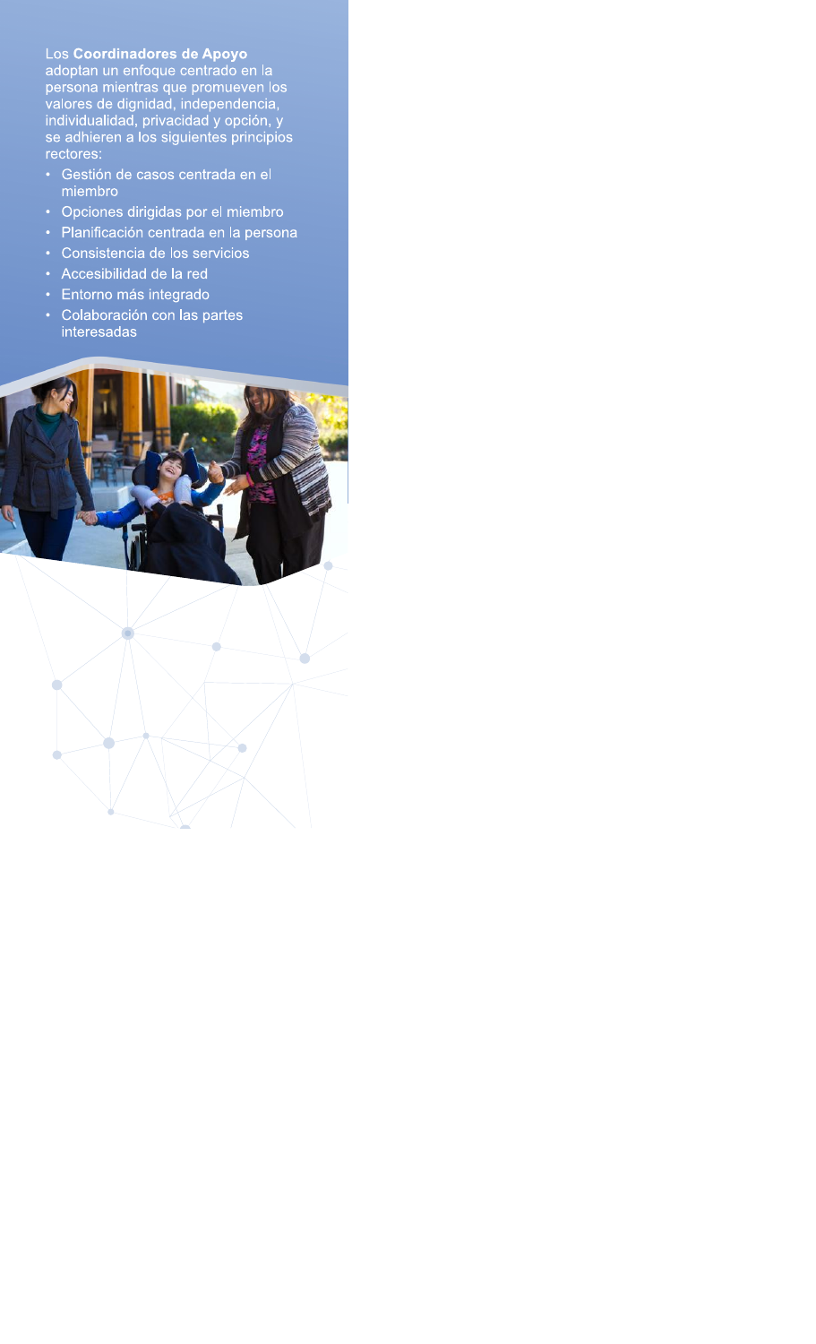Los **Coordinadores de Apoyo** adoptan un enfoque centrado en la persona mientras que promueven los valores de dignidad, independencia, individualidad, privacidad y opción, y se adhieren a los siguientes principios rectores:

- Gestión de casos centrada en el miembro
- Opciones dirigidas por el miembro
- Planificación centrada en la persona
- Consistencia de los servicios
- Accesibilidad de la red
- Entorno más integrado
- Colaboración con las partes interesadas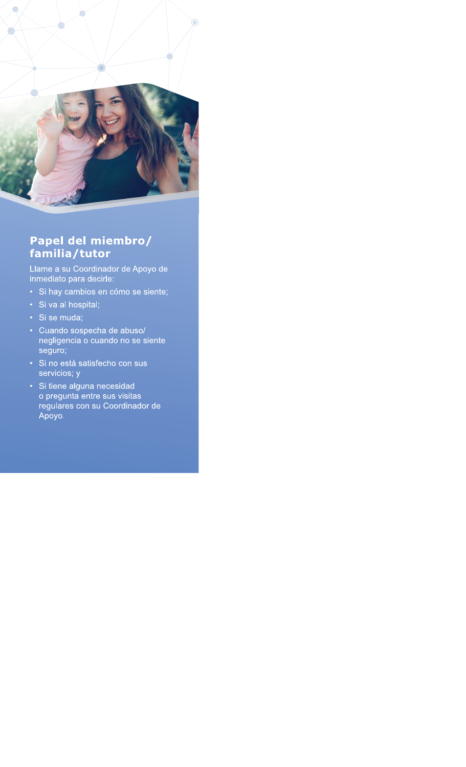## Papel del miembro/familia/tutor

Llame a su Coordinador de Apoyo de inmediato para decirle:

- Si hay cambios en cómo se siente;
- Si va al hospital;
- Si se muda;
- Cuando sospecha de abuso/negligencia o cuando no se siente seguro;
- Si no está satisfecho con sus servicios; y
- Si tiene alguna necesidad o pregunta entre sus visitas regulares con su Coordinador de Apoyo.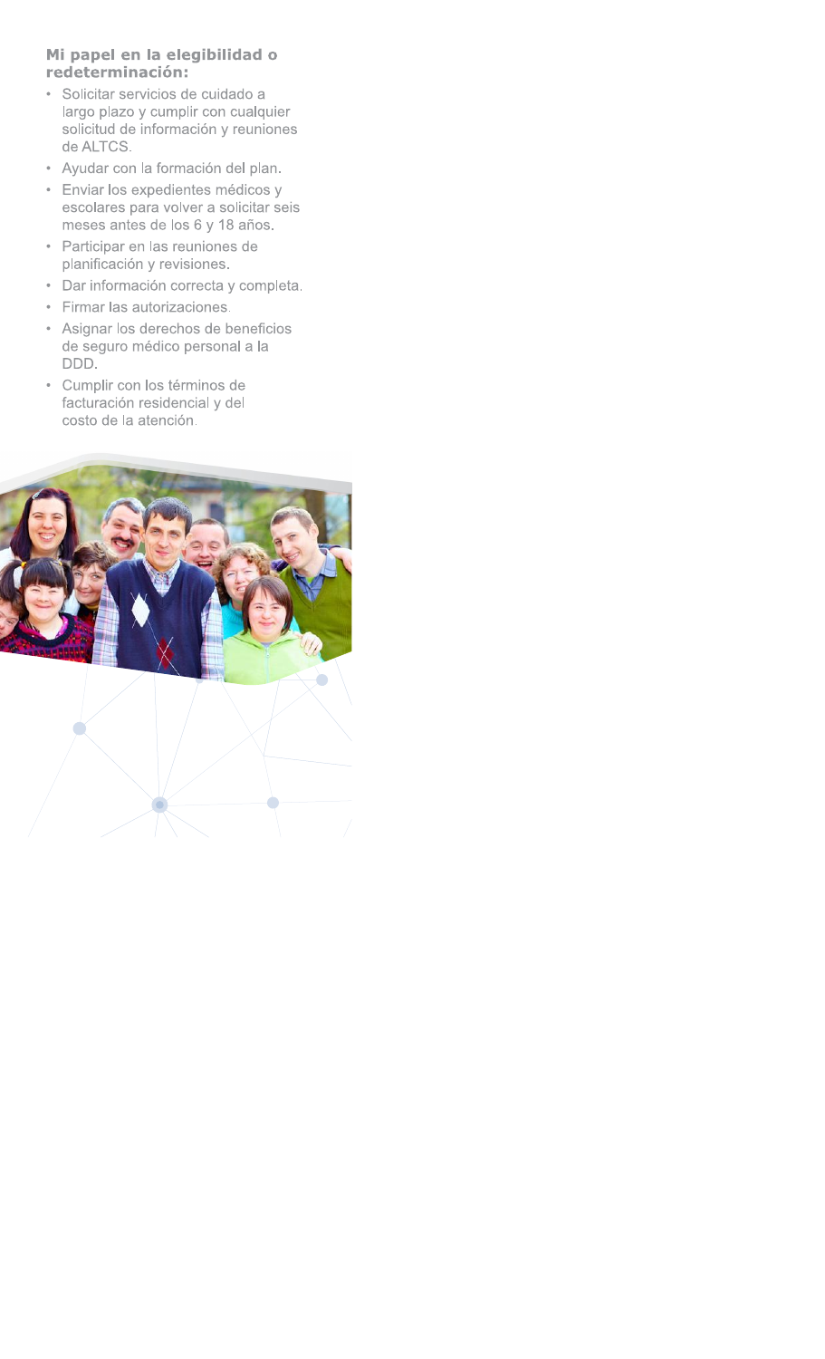**Mi papel en la elegibilidad o redeterminación:**

- Solicitar servicios de cuidado a largo plazo y cumplir con cualquier solicitud de información y reuniones de ALTCS.
- Ayudar con la formación del plan.
- Enviar los expedientes médicos y escolares para volver a solicitar seis meses antes de los 6 y 18 años.
- Participar en las reuniones de planificación y revisiones.
- Dar información correcta y completa.
- Firmar las autorizaciones.
- Asignar los derechos de beneficios de seguro médico personal a la DDD.
- Cumplir con los términos de facturación residencial y del costo de la atención.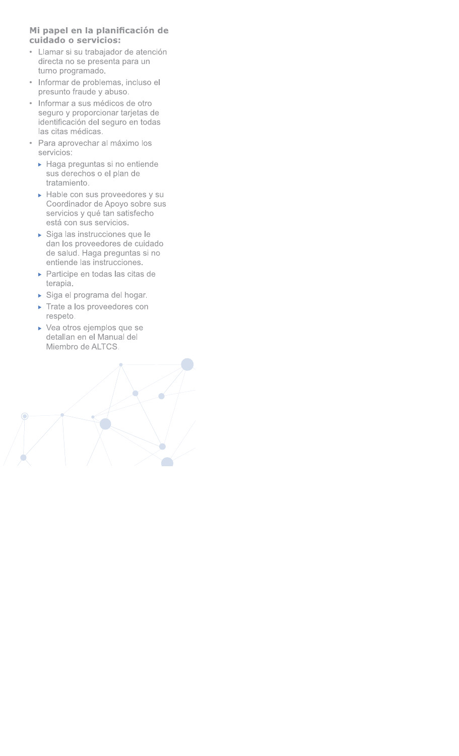**Mi papel en la planificación de cuidado o servicios:**

- Llamar si su trabajador de atención directa no se presenta para un turno programado.
- Informar de problemas, incluso el presunto fraude y abuso.
- Informar a sus médicos de otro seguro y proporcionar tarjetas de identificación del seguro en todas las citas médicas.
- Para aprovechar al máximo los servicios:
  - Haga preguntas si no entiende sus derechos o el plan de tratamiento.
  - Hable con sus proveedores y su Coordinador de Apoyo sobre sus servicios y qué tan satisfecho está con sus servicios.
  - Siga las instrucciones que le dan los proveedores de cuidado de salud. Haga preguntas si no entiende las instrucciones.
  - Participe en todas las citas de terapia.
  - Siga el programa del hogar.
  - Trate a los proveedores con respeto.
  - Vea otros ejemplos que se detallan en el Manual del Miembro de ALTCS.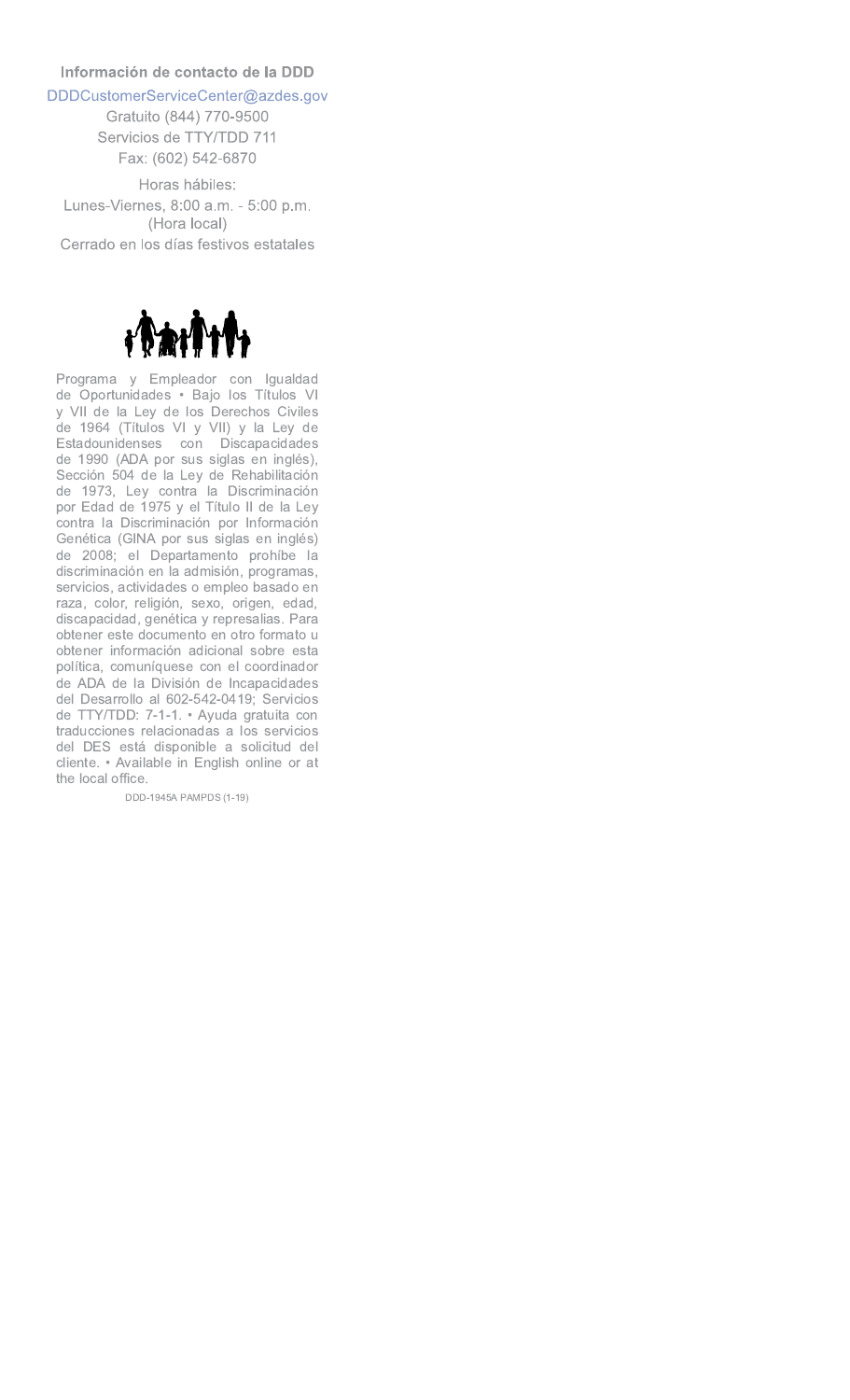**Información de contacto de la DDD**

DDDCustomerServiceCenter@azdes.gov

Gratuito (844) 770-9500

Servicios de TTY/TDD 711

Fax: (602) 542-6870

Horas hábiles:

Lunes-Viernes, 8:00 a.m. - 5:00 p.m. (Hora local)

Cerrado en los días festivos estatales

Programa y Empleador con Igualdad de Oportunidades • Bajo los Títulos VI y VII de la Ley de los Derechos Civiles de 1964 (Títulos VI y VII) y la Ley de Estadounidenses con Discapacidades de 1990 (ADA por sus siglas en inglés), Sección 504 de la Ley de Rehabilitación de 1973, Ley contra la Discriminación por Edad de 1975 y el Título II de la Ley contra la Discriminación por Información Genética (GINA por sus siglas en inglés) de 2008; el Departamento prohíbe la discriminación en la admisión, programas, servicios, actividades o empleo basado en raza, color, religión, sexo, origen, edad, discapacidad, genética y represalias. Para obtener este documento en otro formato u obtener información adicional sobre esta política, comuníquese con el coordinador de ADA de la División de Incapacidades del Desarrollo al 602-542-0419; Servicios de TTY/TDD: 7-1-1. • Ayuda gratuita con traducciones relacionadas a los servicios del DES está disponible a solicitud del cliente. • Available in English online or at the local office.

DDD-1945A PAMPDS (1-19)